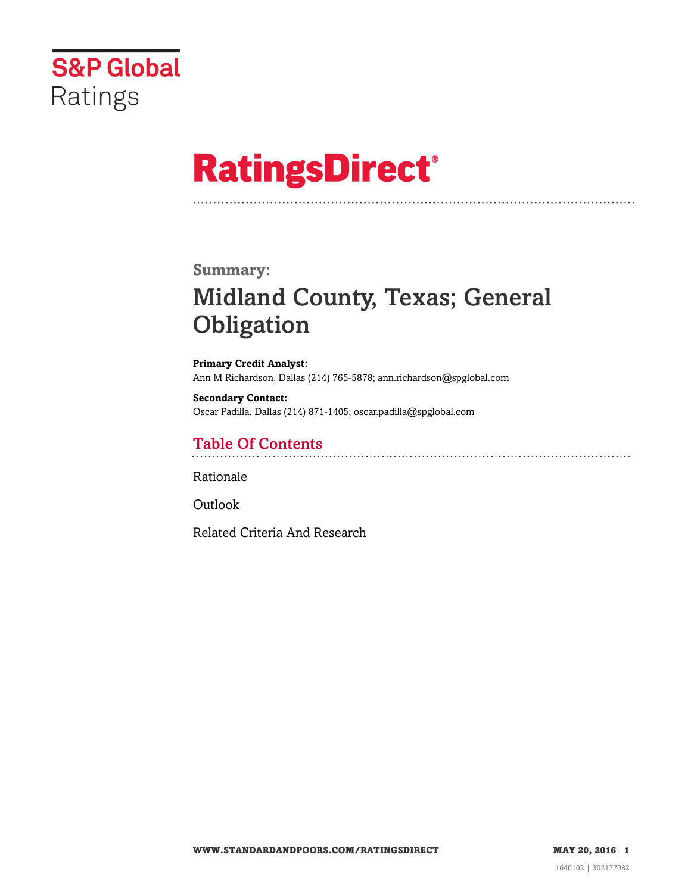S&P Global Ratings

# RatingsDirect®

## Summary:

# Midland County, Texas; General Obligation

**Primary Credit Analyst:**
Ann M Richardson, Dallas (214) 765-5878; ann.richardson@spglobal.com

**Secondary Contact:**
Oscar Padilla, Dallas (214) 871-1405; oscar.padilla@spglobal.com

## Table Of Contents

Rationale

Outlook

Related Criteria And Research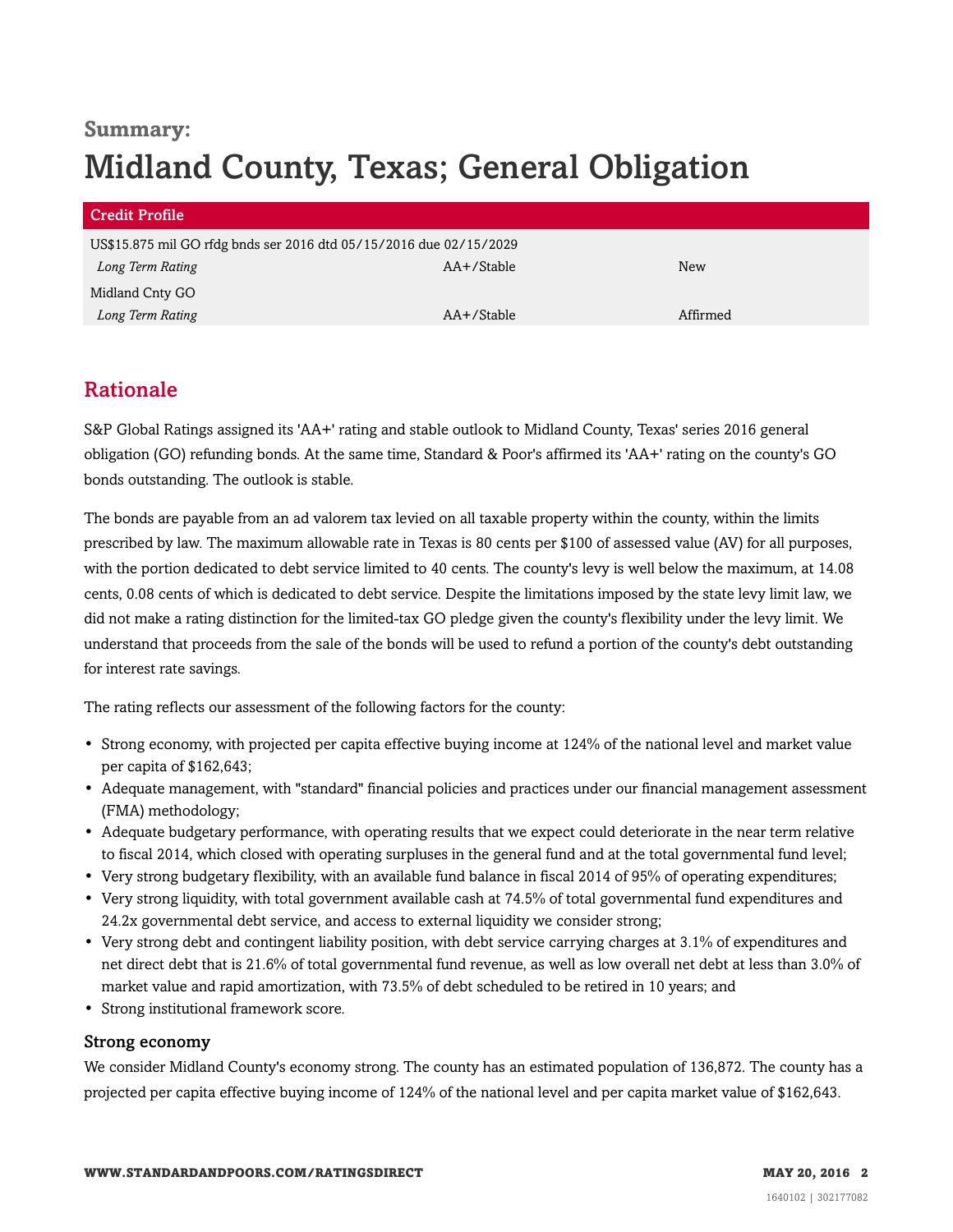## Summary:

# Midland County, Texas; General Obligation

| Credit Profile | | |
|---|---|---|
| US$15.875 mil GO rfdg bnds ser 2016 dtd 05/15/2016 due 02/15/2029 | | |
| *Long Term Rating* | AA+/Stable | New |
| Midland Cnty GO | | |
| *Long Term Rating* | AA+/Stable | Affirmed |

## Rationale

S&P Global Ratings assigned its 'AA+' rating and stable outlook to Midland County, Texas' series 2016 general obligation (GO) refunding bonds. At the same time, Standard & Poor's affirmed its 'AA+' rating on the county's GO bonds outstanding. The outlook is stable.

The bonds are payable from an ad valorem tax levied on all taxable property within the county, within the limits prescribed by law. The maximum allowable rate in Texas is 80 cents per $100 of assessed value (AV) for all purposes, with the portion dedicated to debt service limited to 40 cents. The county's levy is well below the maximum, at 14.08 cents, 0.08 cents of which is dedicated to debt service. Despite the limitations imposed by the state levy limit law, we did not make a rating distinction for the limited-tax GO pledge given the county's flexibility under the levy limit. We understand that proceeds from the sale of the bonds will be used to refund a portion of the county's debt outstanding for interest rate savings.

The rating reflects our assessment of the following factors for the county:

- Strong economy, with projected per capita effective buying income at 124% of the national level and market value per capita of $162,643;
- Adequate management, with "standard" financial policies and practices under our financial management assessment (FMA) methodology;
- Adequate budgetary performance, with operating results that we expect could deteriorate in the near term relative to fiscal 2014, which closed with operating surpluses in the general fund and at the total governmental fund level;
- Very strong budgetary flexibility, with an available fund balance in fiscal 2014 of 95% of operating expenditures;
- Very strong liquidity, with total government available cash at 74.5% of total governmental fund expenditures and 24.2x governmental debt service, and access to external liquidity we consider strong;
- Very strong debt and contingent liability position, with debt service carrying charges at 3.1% of expenditures and net direct debt that is 21.6% of total governmental fund revenue, as well as low overall net debt at less than 3.0% of market value and rapid amortization, with 73.5% of debt scheduled to be retired in 10 years; and
- Strong institutional framework score.

### Strong economy

We consider Midland County's economy strong. The county has an estimated population of 136,872. The county has a projected per capita effective buying income of 124% of the national level and per capita market value of $162,643.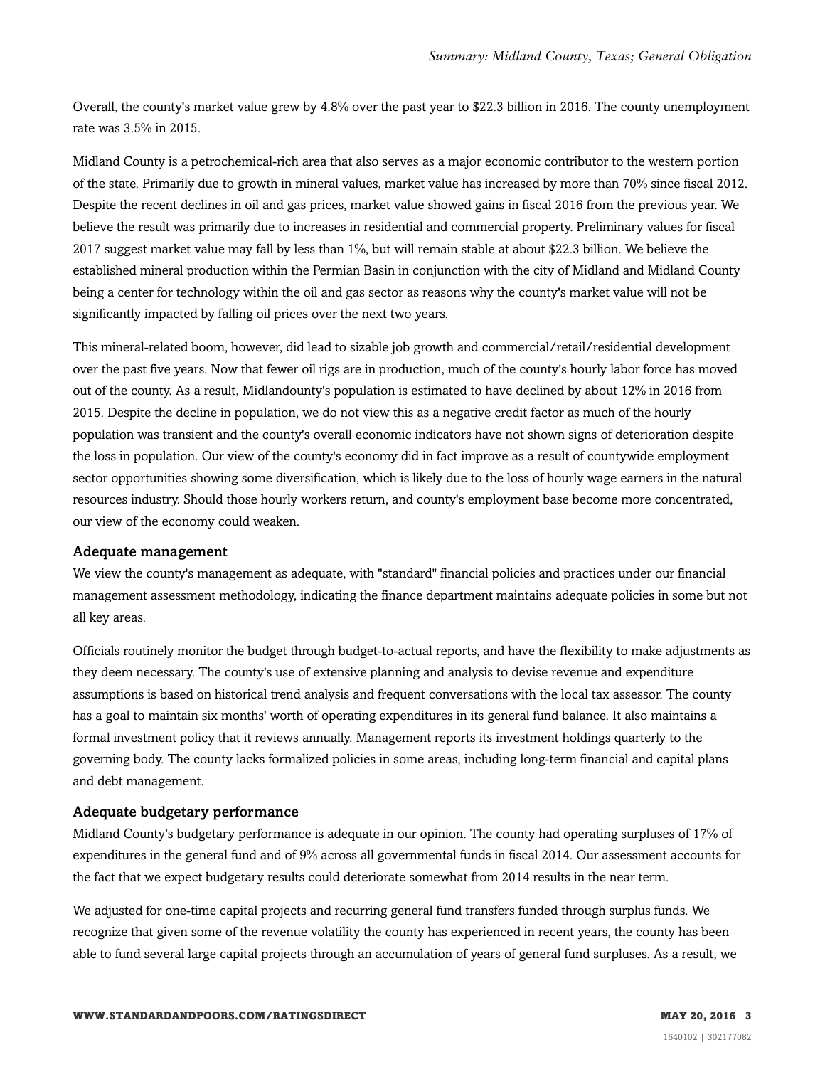Overall, the county's market value grew by 4.8% over the past year to $22.3 billion in 2016. The county unemployment rate was 3.5% in 2015.

Midland County is a petrochemical-rich area that also serves as a major economic contributor to the western portion of the state. Primarily due to growth in mineral values, market value has increased by more than 70% since fiscal 2012. Despite the recent declines in oil and gas prices, market value showed gains in fiscal 2016 from the previous year. We believe the result was primarily due to increases in residential and commercial property. Preliminary values for fiscal 2017 suggest market value may fall by less than 1%, but will remain stable at about $22.3 billion. We believe the established mineral production within the Permian Basin in conjunction with the city of Midland and Midland County being a center for technology within the oil and gas sector as reasons why the county's market value will not be significantly impacted by falling oil prices over the next two years.

This mineral-related boom, however, did lead to sizable job growth and commercial/retail/residential development over the past five years. Now that fewer oil rigs are in production, much of the county's hourly labor force has moved out of the county. As a result, Midlandounty's population is estimated to have declined by about 12% in 2016 from 2015. Despite the decline in population, we do not view this as a negative credit factor as much of the hourly population was transient and the county's overall economic indicators have not shown signs of deterioration despite the loss in population. Our view of the county's economy did in fact improve as a result of countywide employment sector opportunities showing some diversification, which is likely due to the loss of hourly wage earners in the natural resources industry. Should those hourly workers return, and county's employment base become more concentrated, our view of the economy could weaken.

### Adequate management

We view the county's management as adequate, with "standard" financial policies and practices under our financial management assessment methodology, indicating the finance department maintains adequate policies in some but not all key areas.

Officials routinely monitor the budget through budget-to-actual reports, and have the flexibility to make adjustments as they deem necessary. The county's use of extensive planning and analysis to devise revenue and expenditure assumptions is based on historical trend analysis and frequent conversations with the local tax assessor. The county has a goal to maintain six months' worth of operating expenditures in its general fund balance. It also maintains a formal investment policy that it reviews annually. Management reports its investment holdings quarterly to the governing body. The county lacks formalized policies in some areas, including long-term financial and capital plans and debt management.

### Adequate budgetary performance

Midland County's budgetary performance is adequate in our opinion. The county had operating surpluses of 17% of expenditures in the general fund and of 9% across all governmental funds in fiscal 2014. Our assessment accounts for the fact that we expect budgetary results could deteriorate somewhat from 2014 results in the near term.

We adjusted for one-time capital projects and recurring general fund transfers funded through surplus funds. We recognize that given some of the revenue volatility the county has experienced in recent years, the county has been able to fund several large capital projects through an accumulation of years of general fund surpluses. As a result, we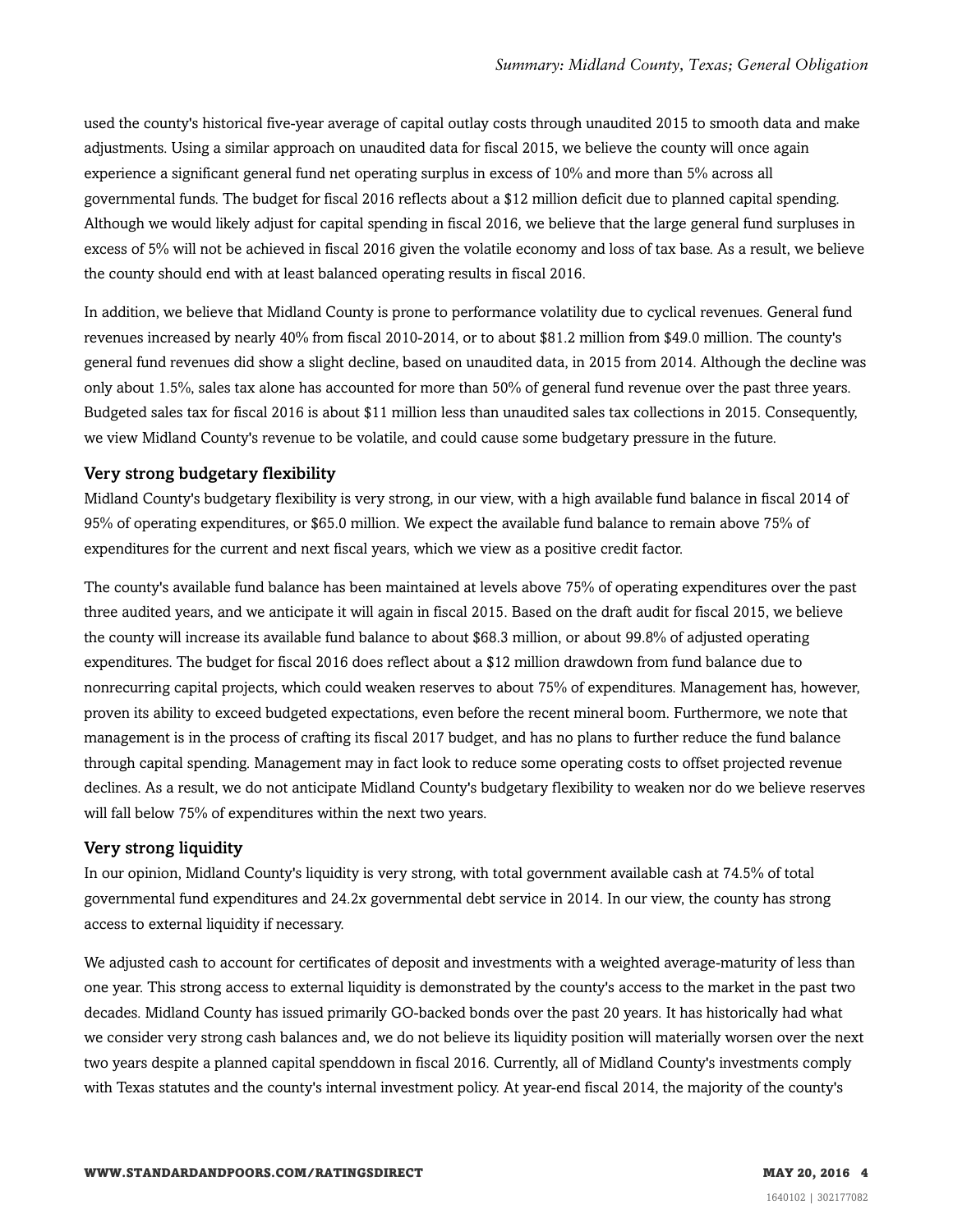used the county's historical five-year average of capital outlay costs through unaudited 2015 to smooth data and make adjustments. Using a similar approach on unaudited data for fiscal 2015, we believe the county will once again experience a significant general fund net operating surplus in excess of 10% and more than 5% across all governmental funds. The budget for fiscal 2016 reflects about a $12 million deficit due to planned capital spending. Although we would likely adjust for capital spending in fiscal 2016, we believe that the large general fund surpluses in excess of 5% will not be achieved in fiscal 2016 given the volatile economy and loss of tax base. As a result, we believe the county should end with at least balanced operating results in fiscal 2016.

In addition, we believe that Midland County is prone to performance volatility due to cyclical revenues. General fund revenues increased by nearly 40% from fiscal 2010-2014, or to about $81.2 million from $49.0 million. The county's general fund revenues did show a slight decline, based on unaudited data, in 2015 from 2014. Although the decline was only about 1.5%, sales tax alone has accounted for more than 50% of general fund revenue over the past three years. Budgeted sales tax for fiscal 2016 is about $11 million less than unaudited sales tax collections in 2015. Consequently, we view Midland County's revenue to be volatile, and could cause some budgetary pressure in the future.

### Very strong budgetary flexibility

Midland County's budgetary flexibility is very strong, in our view, with a high available fund balance in fiscal 2014 of 95% of operating expenditures, or $65.0 million. We expect the available fund balance to remain above 75% of expenditures for the current and next fiscal years, which we view as a positive credit factor.

The county's available fund balance has been maintained at levels above 75% of operating expenditures over the past three audited years, and we anticipate it will again in fiscal 2015. Based on the draft audit for fiscal 2015, we believe the county will increase its available fund balance to about $68.3 million, or about 99.8% of adjusted operating expenditures. The budget for fiscal 2016 does reflect about a $12 million drawdown from fund balance due to nonrecurring capital projects, which could weaken reserves to about 75% of expenditures. Management has, however, proven its ability to exceed budgeted expectations, even before the recent mineral boom. Furthermore, we note that management is in the process of crafting its fiscal 2017 budget, and has no plans to further reduce the fund balance through capital spending. Management may in fact look to reduce some operating costs to offset projected revenue declines. As a result, we do not anticipate Midland County's budgetary flexibility to weaken nor do we believe reserves will fall below 75% of expenditures within the next two years.

### Very strong liquidity

In our opinion, Midland County's liquidity is very strong, with total government available cash at 74.5% of total governmental fund expenditures and 24.2x governmental debt service in 2014. In our view, the county has strong access to external liquidity if necessary.

We adjusted cash to account for certificates of deposit and investments with a weighted average-maturity of less than one year. This strong access to external liquidity is demonstrated by the county's access to the market in the past two decades. Midland County has issued primarily GO-backed bonds over the past 20 years. It has historically had what we consider very strong cash balances and, we do not believe its liquidity position will materially worsen over the next two years despite a planned capital spenddown in fiscal 2016. Currently, all of Midland County's investments comply with Texas statutes and the county's internal investment policy. At year-end fiscal 2014, the majority of the county's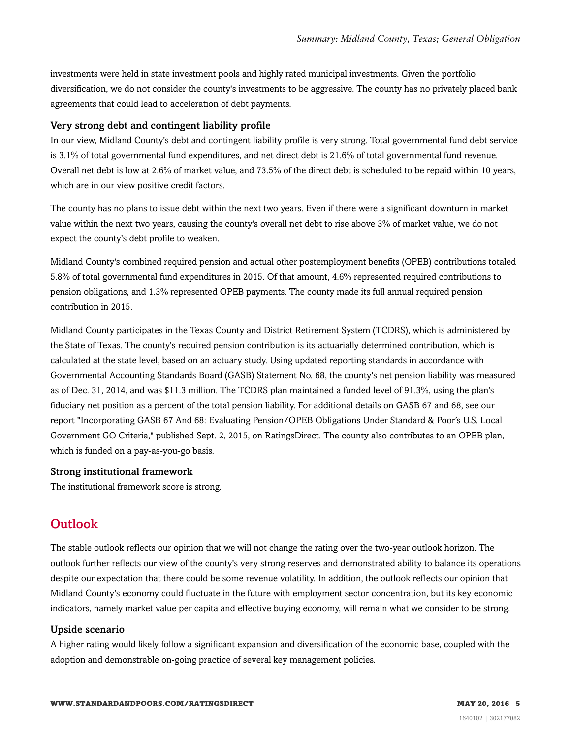investments were held in state investment pools and highly rated municipal investments. Given the portfolio diversification, we do not consider the county's investments to be aggressive. The county has no privately placed bank agreements that could lead to acceleration of debt payments.

### Very strong debt and contingent liability profile

In our view, Midland County's debt and contingent liability profile is very strong. Total governmental fund debt service is 3.1% of total governmental fund expenditures, and net direct debt is 21.6% of total governmental fund revenue. Overall net debt is low at 2.6% of market value, and 73.5% of the direct debt is scheduled to be repaid within 10 years, which are in our view positive credit factors.

The county has no plans to issue debt within the next two years. Even if there were a significant downturn in market value within the next two years, causing the county's overall net debt to rise above 3% of market value, we do not expect the county's debt profile to weaken.

Midland County's combined required pension and actual other postemployment benefits (OPEB) contributions totaled 5.8% of total governmental fund expenditures in 2015. Of that amount, 4.6% represented required contributions to pension obligations, and 1.3% represented OPEB payments. The county made its full annual required pension contribution in 2015.

Midland County participates in the Texas County and District Retirement System (TCDRS), which is administered by the State of Texas. The county's required pension contribution is its actuarially determined contribution, which is calculated at the state level, based on an actuary study. Using updated reporting standards in accordance with Governmental Accounting Standards Board (GASB) Statement No. 68, the county's net pension liability was measured as of Dec. 31, 2014, and was $11.3 million. The TCDRS plan maintained a funded level of 91.3%, using the plan's fiduciary net position as a percent of the total pension liability. For additional details on GASB 67 and 68, see our report "Incorporating GASB 67 And 68: Evaluating Pension/OPEB Obligations Under Standard & Poor's U.S. Local Government GO Criteria," published Sept. 2, 2015, on RatingsDirect. The county also contributes to an OPEB plan, which is funded on a pay-as-you-go basis.

### Strong institutional framework

The institutional framework score is strong.

## Outlook

The stable outlook reflects our opinion that we will not change the rating over the two-year outlook horizon. The outlook further reflects our view of the county's very strong reserves and demonstrated ability to balance its operations despite our expectation that there could be some revenue volatility. In addition, the outlook reflects our opinion that Midland County's economy could fluctuate in the future with employment sector concentration, but its key economic indicators, namely market value per capita and effective buying economy, will remain what we consider to be strong.

### Upside scenario

A higher rating would likely follow a significant expansion and diversification of the economic base, coupled with the adoption and demonstrable on-going practice of several key management policies.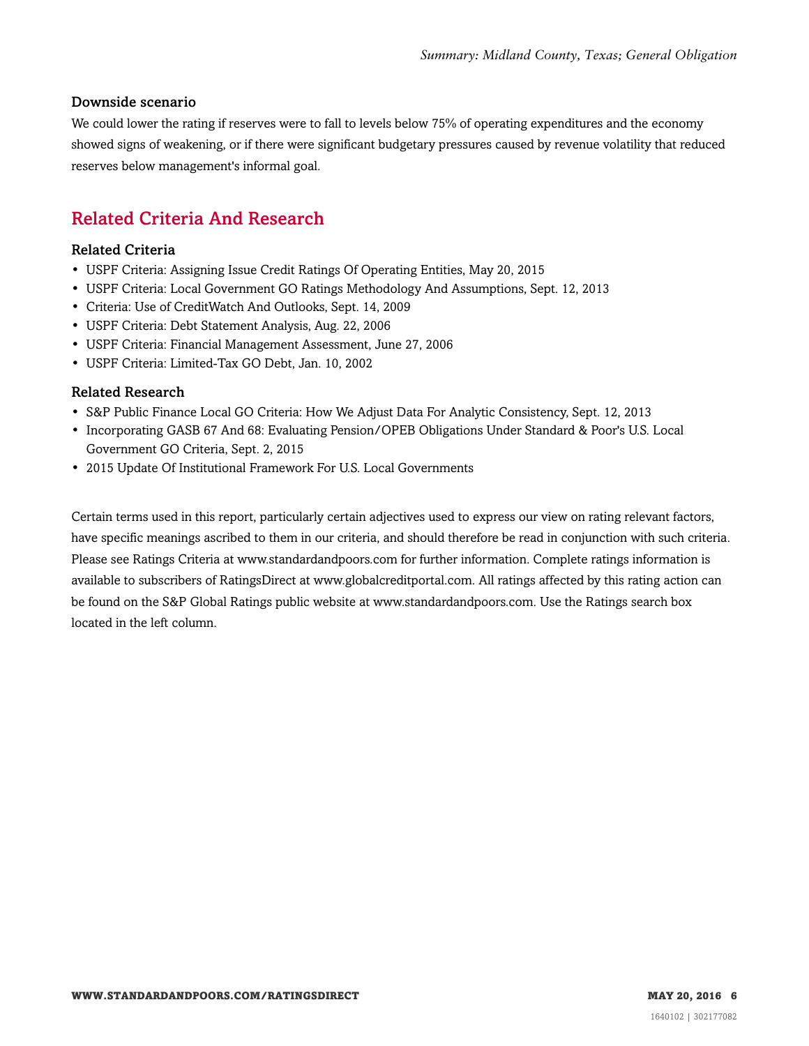### Downside scenario

We could lower the rating if reserves were to fall to levels below 75% of operating expenditures and the economy showed signs of weakening, or if there were significant budgetary pressures caused by revenue volatility that reduced reserves below management's informal goal.

## Related Criteria And Research

### Related Criteria

- USPF Criteria: Assigning Issue Credit Ratings Of Operating Entities, May 20, 2015
- USPF Criteria: Local Government GO Ratings Methodology And Assumptions, Sept. 12, 2013
- Criteria: Use of CreditWatch And Outlooks, Sept. 14, 2009
- USPF Criteria: Debt Statement Analysis, Aug. 22, 2006
- USPF Criteria: Financial Management Assessment, June 27, 2006
- USPF Criteria: Limited-Tax GO Debt, Jan. 10, 2002

### Related Research

- S&P Public Finance Local GO Criteria: How We Adjust Data For Analytic Consistency, Sept. 12, 2013
- Incorporating GASB 67 And 68: Evaluating Pension/OPEB Obligations Under Standard & Poor's U.S. Local Government GO Criteria, Sept. 2, 2015
- 2015 Update Of Institutional Framework For U.S. Local Governments

Certain terms used in this report, particularly certain adjectives used to express our view on rating relevant factors, have specific meanings ascribed to them in our criteria, and should therefore be read in conjunction with such criteria. Please see Ratings Criteria at www.standardandpoors.com for further information. Complete ratings information is available to subscribers of RatingsDirect at www.globalcreditportal.com. All ratings affected by this rating action can be found on the S&P Global Ratings public website at www.standardandpoors.com. Use the Ratings search box located in the left column.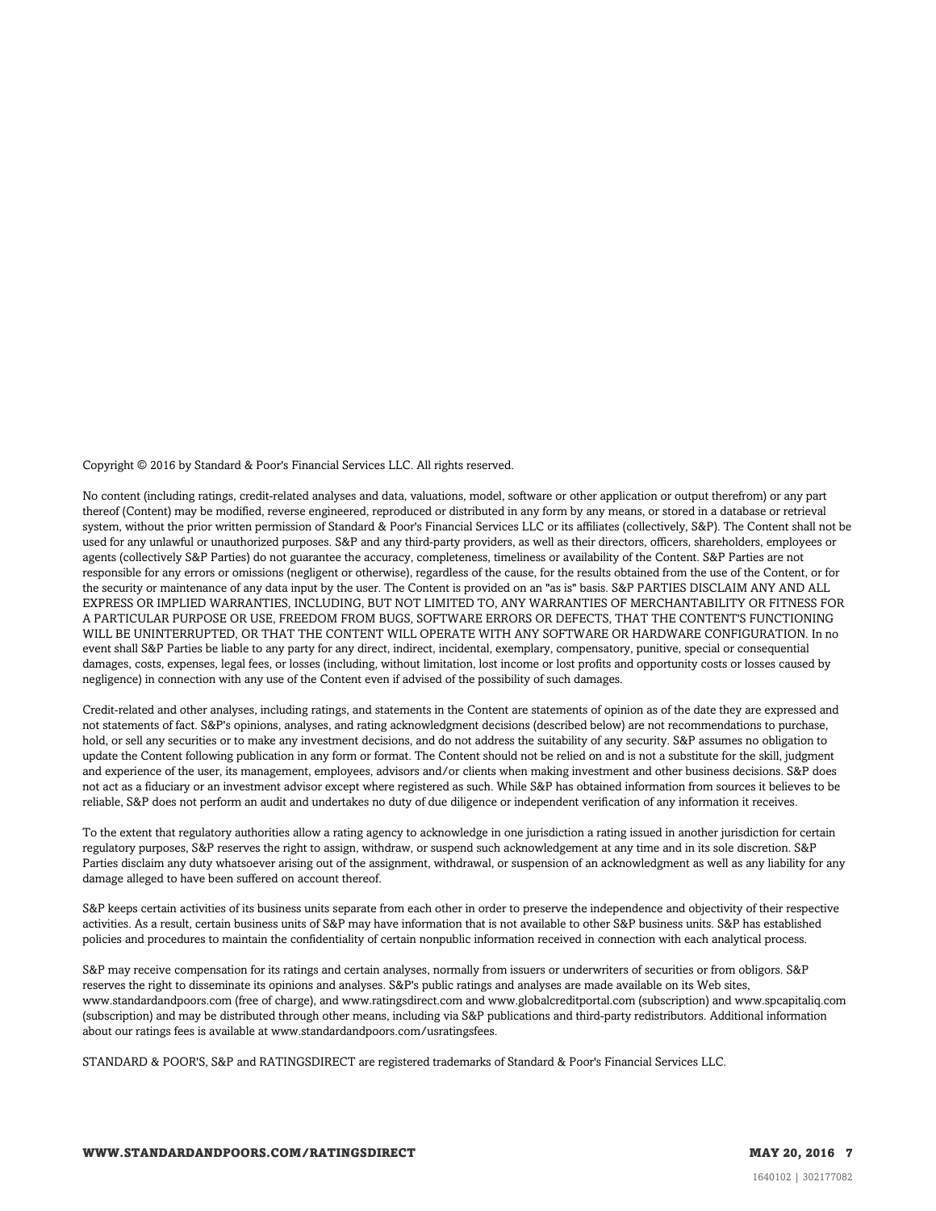Copyright © 2016 by Standard & Poor's Financial Services LLC. All rights reserved.

No content (including ratings, credit-related analyses and data, valuations, model, software or other application or output therefrom) or any part thereof (Content) may be modified, reverse engineered, reproduced or distributed in any form by any means, or stored in a database or retrieval system, without the prior written permission of Standard & Poor's Financial Services LLC or its affiliates (collectively, S&P). The Content shall not be used for any unlawful or unauthorized purposes. S&P and any third-party providers, as well as their directors, officers, shareholders, employees or agents (collectively S&P Parties) do not guarantee the accuracy, completeness, timeliness or availability of the Content. S&P Parties are not responsible for any errors or omissions (negligent or otherwise), regardless of the cause, for the results obtained from the use of the Content, or for the security or maintenance of any data input by the user. The Content is provided on an "as is" basis. S&P PARTIES DISCLAIM ANY AND ALL EXPRESS OR IMPLIED WARRANTIES, INCLUDING, BUT NOT LIMITED TO, ANY WARRANTIES OF MERCHANTABILITY OR FITNESS FOR A PARTICULAR PURPOSE OR USE, FREEDOM FROM BUGS, SOFTWARE ERRORS OR DEFECTS, THAT THE CONTENT'S FUNCTIONING WILL BE UNINTERRUPTED, OR THAT THE CONTENT WILL OPERATE WITH ANY SOFTWARE OR HARDWARE CONFIGURATION. In no event shall S&P Parties be liable to any party for any direct, indirect, incidental, exemplary, compensatory, punitive, special or consequential damages, costs, expenses, legal fees, or losses (including, without limitation, lost income or lost profits and opportunity costs or losses caused by negligence) in connection with any use of the Content even if advised of the possibility of such damages.

Credit-related and other analyses, including ratings, and statements in the Content are statements of opinion as of the date they are expressed and not statements of fact. S&P's opinions, analyses, and rating acknowledgment decisions (described below) are not recommendations to purchase, hold, or sell any securities or to make any investment decisions, and do not address the suitability of any security. S&P assumes no obligation to update the Content following publication in any form or format. The Content should not be relied on and is not a substitute for the skill, judgment and experience of the user, its management, employees, advisors and/or clients when making investment and other business decisions. S&P does not act as a fiduciary or an investment advisor except where registered as such. While S&P has obtained information from sources it believes to be reliable, S&P does not perform an audit and undertakes no duty of due diligence or independent verification of any information it receives.

To the extent that regulatory authorities allow a rating agency to acknowledge in one jurisdiction a rating issued in another jurisdiction for certain regulatory purposes, S&P reserves the right to assign, withdraw, or suspend such acknowledgement at any time and in its sole discretion. S&P Parties disclaim any duty whatsoever arising out of the assignment, withdrawal, or suspension of an acknowledgment as well as any liability for any damage alleged to have been suffered on account thereof.

S&P keeps certain activities of its business units separate from each other in order to preserve the independence and objectivity of their respective activities. As a result, certain business units of S&P may have information that is not available to other S&P business units. S&P has established policies and procedures to maintain the confidentiality of certain nonpublic information received in connection with each analytical process.

S&P may receive compensation for its ratings and certain analyses, normally from issuers or underwriters of securities or from obligors. S&P reserves the right to disseminate its opinions and analyses. S&P's public ratings and analyses are made available on its Web sites, www.standardandpoors.com (free of charge), and www.ratingsdirect.com and www.globalcreditportal.com (subscription) and www.spcapitaliq.com (subscription) and may be distributed through other means, including via S&P publications and third-party redistributors. Additional information about our ratings fees is available at www.standardandpoors.com/usratingsfees.

STANDARD & POOR'S, S&P and RATINGSDIRECT are registered trademarks of Standard & Poor's Financial Services LLC.